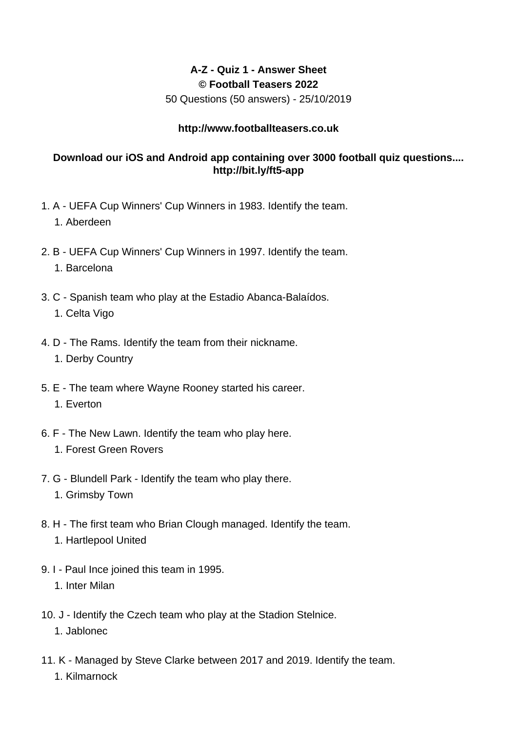**A-Z - Quiz 1 - Answer Sheet**
**© Football Teasers 2022**
50 Questions (50 answers) - 25/10/2019

**http://www.footballteasers.co.uk**

**Download our iOS and Android app containing over 3000 football quiz questions.... http://bit.ly/ft5-app**

1. A - UEFA Cup Winners' Cup Winners in 1983. Identify the team.
    1. Aberdeen
2. B - UEFA Cup Winners' Cup Winners in 1997. Identify the team.
    1. Barcelona
3. C - Spanish team who play at the Estadio Abanca-Balaídos.
    1. Celta Vigo
4. D - The Rams. Identify the team from their nickname.
    1. Derby Country
5. E - The team where Wayne Rooney started his career.
    1. Everton
6. F - The New Lawn. Identify the team who play here.
    1. Forest Green Rovers
7. G - Blundell Park - Identify the team who play there.
    1. Grimsby Town
8. H - The first team who Brian Clough managed. Identify the team.
    1. Hartlepool United
9. I - Paul Ince joined this team in 1995.
    1. Inter Milan
10. J - Identify the Czech team who play at the Stadion Stelnice.
    1. Jablonec
11. K - Managed by Steve Clarke between 2017 and 2019. Identify the team.
    1. Kilmarnock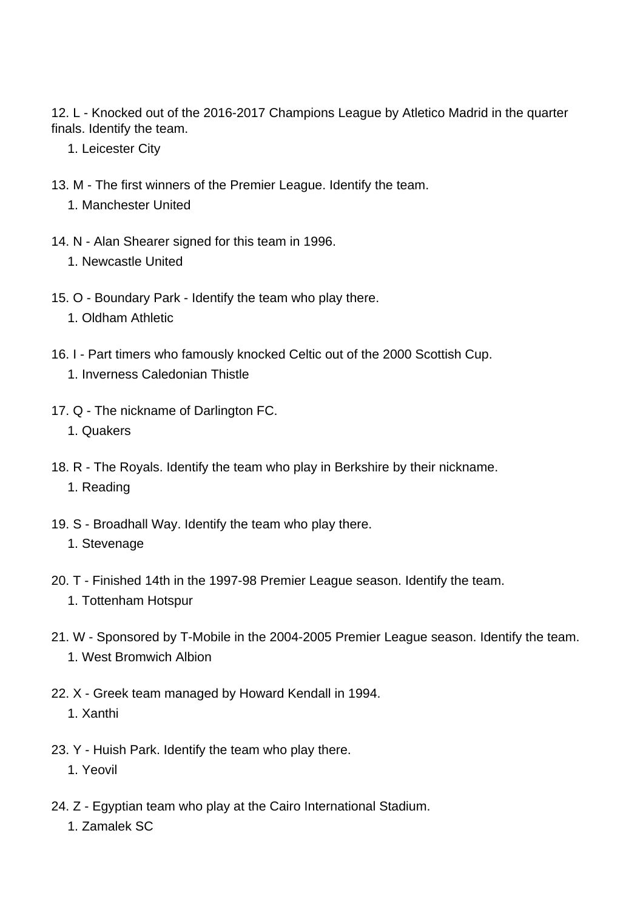12. L - Knocked out of the 2016-2017 Champions League by Atletico Madrid in the quarter finals. Identify the team.
    1. Leicester City

13. M - The first winners of the Premier League. Identify the team.
    1. Manchester United

14. N - Alan Shearer signed for this team in 1996.
    1. Newcastle United

15. O - Boundary Park - Identify the team who play there.
    1. Oldham Athletic

16. I - Part timers who famously knocked Celtic out of the 2000 Scottish Cup.
    1. Inverness Caledonian Thistle

17. Q - The nickname of Darlington FC.
    1. Quakers

18. R - The Royals. Identify the team who play in Berkshire by their nickname.
    1. Reading

19. S - Broadhall Way. Identify the team who play there.
    1. Stevenage

20. T - Finished 14th in the 1997-98 Premier League season. Identify the team.
    1. Tottenham Hotspur

21. W - Sponsored by T-Mobile in the 2004-2005 Premier League season. Identify the team.
    1. West Bromwich Albion

22. X - Greek team managed by Howard Kendall in 1994.
    1. Xanthi

23. Y - Huish Park. Identify the team who play there.
    1. Yeovil

24. Z - Egyptian team who play at the Cairo International Stadium.
    1. Zamalek SC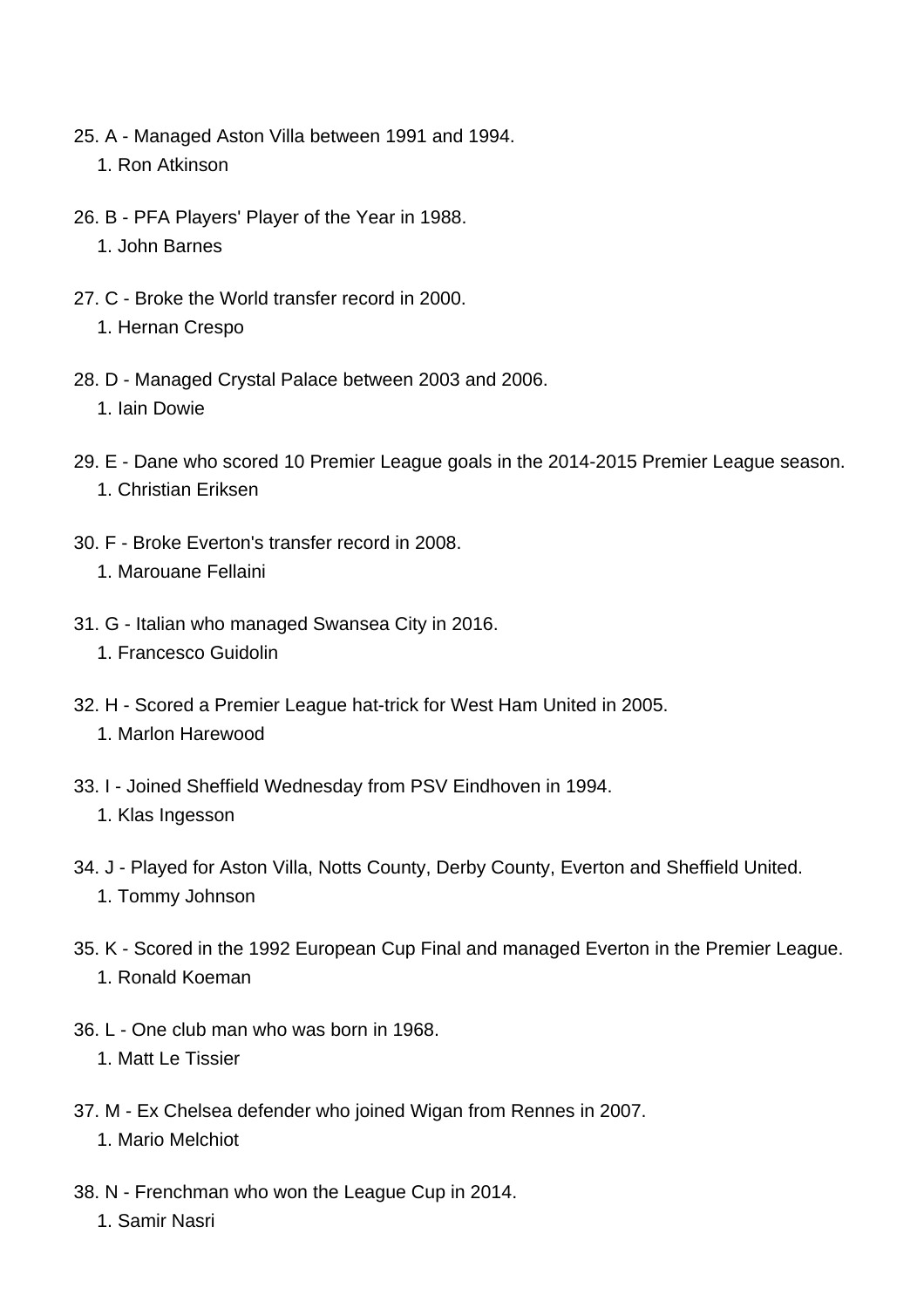25. A - Managed Aston Villa between 1991 and 1994.
    1. Ron Atkinson

26. B - PFA Players' Player of the Year in 1988.
    1. John Barnes

27. C - Broke the World transfer record in 2000.
    1. Hernan Crespo

28. D - Managed Crystal Palace between 2003 and 2006.
    1. Iain Dowie

29. E - Dane who scored 10 Premier League goals in the 2014-2015 Premier League season.
    1. Christian Eriksen

30. F - Broke Everton's transfer record in 2008.
    1. Marouane Fellaini

31. G - Italian who managed Swansea City in 2016.
    1. Francesco Guidolin

32. H - Scored a Premier League hat-trick for West Ham United in 2005.
    1. Marlon Harewood

33. I - Joined Sheffield Wednesday from PSV Eindhoven in 1994.
    1. Klas Ingesson

34. J - Played for Aston Villa, Notts County, Derby County, Everton and Sheffield United.
    1. Tommy Johnson

35. K - Scored in the 1992 European Cup Final and managed Everton in the Premier League.
    1. Ronald Koeman

36. L - One club man who was born in 1968.
    1. Matt Le Tissier

37. M - Ex Chelsea defender who joined Wigan from Rennes in 2007.
    1. Mario Melchiot

38. N - Frenchman who won the League Cup in 2014.
    1. Samir Nasri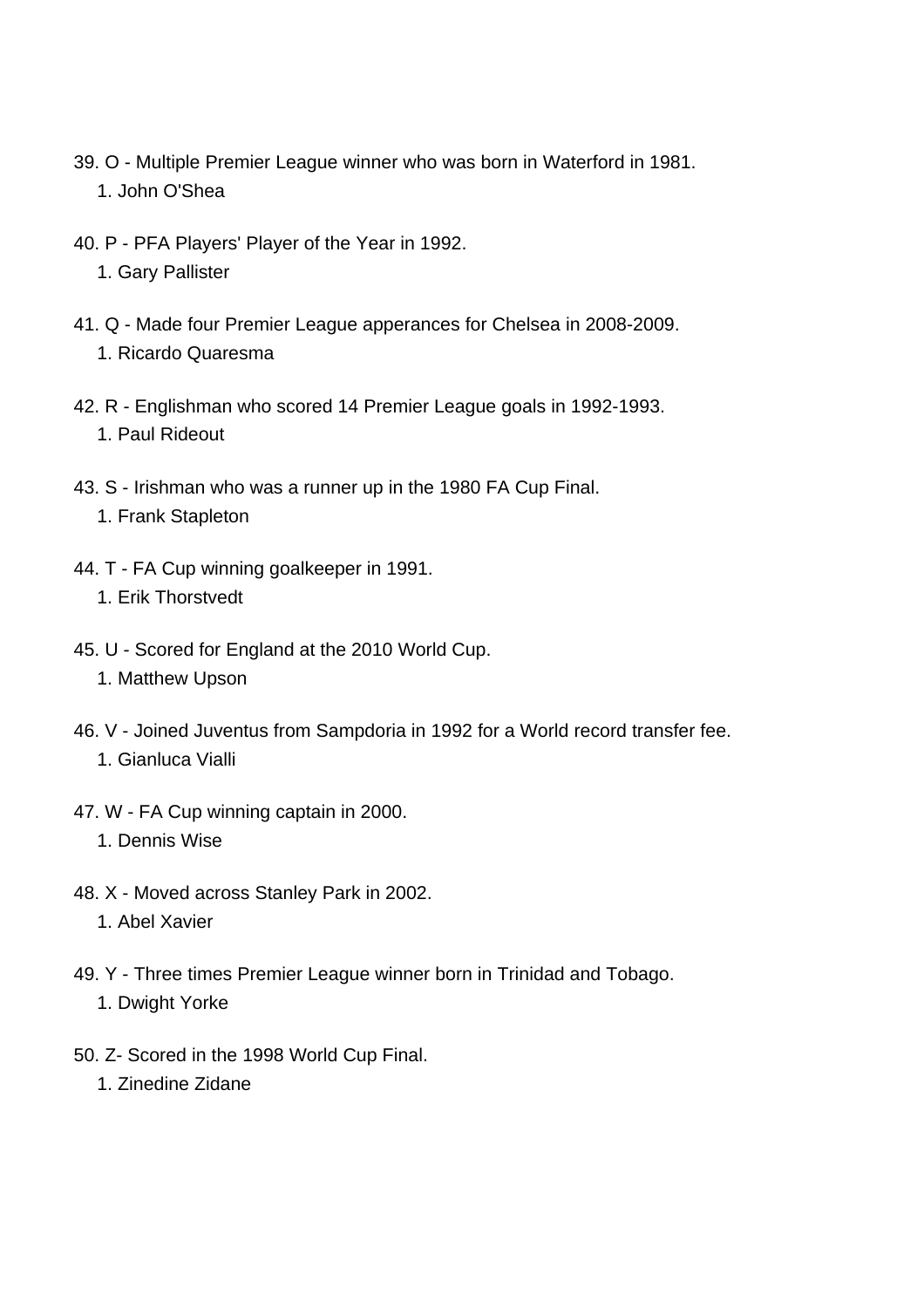39. O - Multiple Premier League winner who was born in Waterford in 1981.
    1. John O'Shea

40. P - PFA Players' Player of the Year in 1992.
    1. Gary Pallister

41. Q - Made four Premier League apperances for Chelsea in 2008-2009.
    1. Ricardo Quaresma

42. R - Englishman who scored 14 Premier League goals in 1992-1993.
    1. Paul Rideout

43. S - Irishman who was a runner up in the 1980 FA Cup Final.
    1. Frank Stapleton

44. T - FA Cup winning goalkeeper in 1991.
    1. Erik Thorstvedt

45. U - Scored for England at the 2010 World Cup.
    1. Matthew Upson

46. V - Joined Juventus from Sampdoria in 1992 for a World record transfer fee.
    1. Gianluca Vialli

47. W - FA Cup winning captain in 2000.
    1. Dennis Wise

48. X - Moved across Stanley Park in 2002.
    1. Abel Xavier

49. Y - Three times Premier League winner born in Trinidad and Tobago.
    1. Dwight Yorke

50. Z- Scored in the 1998 World Cup Final.
    1. Zinedine Zidane